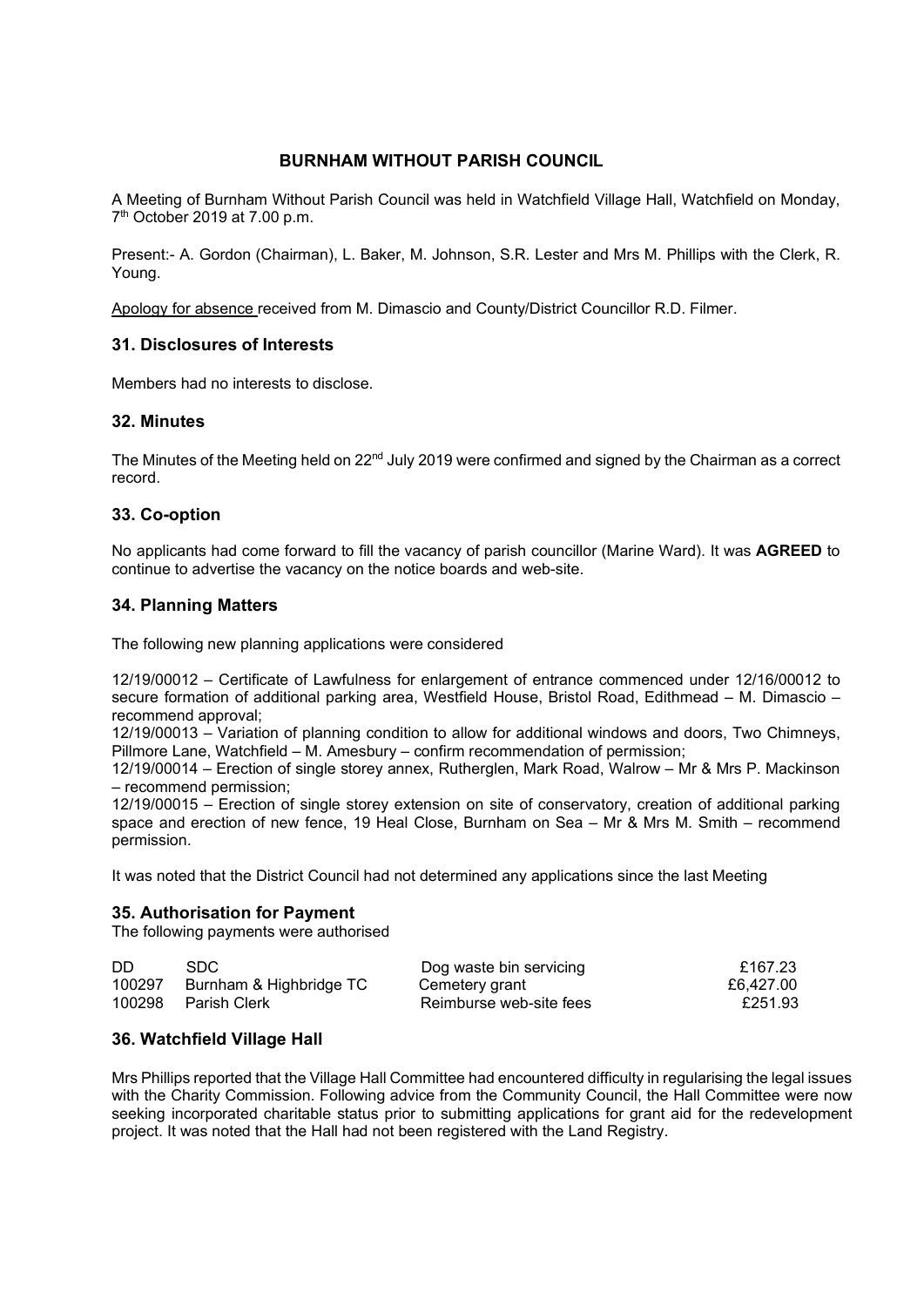# BURNHAM WITHOUT PARISH COUNCIL

A Meeting of Burnham Without Parish Council was held in Watchfield Village Hall, Watchfield on Monday, 7th October 2019 at 7.00 p.m.

Present:- A. Gordon (Chairman), L. Baker, M. Johnson, S.R. Lester and Mrs M. Phillips with the Clerk, R. Young.

Apology for absence received from M. Dimascio and County/District Councillor R.D. Filmer.

## 31. Disclosures of Interests

Members had no interests to disclose.

## 32. Minutes

The Minutes of the Meeting held on 22nd July 2019 were confirmed and signed by the Chairman as a correct record.

## 33. Co-option

No applicants had come forward to fill the vacancy of parish councillor (Marine Ward). It was **AGREED** to continue to advertise the vacancy on the notice boards and web-site.

## 34. Planning Matters

The following new planning applications were considered

12/19/00012 – Certificate of Lawfulness for enlargement of entrance commenced under 12/16/00012 to secure formation of additional parking area, Westfield House, Bristol Road, Edithmead – M. Dimascio – recommend approval;
12/19/00013 – Variation of planning condition to allow for additional windows and doors, Two Chimneys, Pillmore Lane, Watchfield – M. Amesbury – confirm recommendation of permission;
12/19/00014 – Erection of single storey annex, Rutherglen, Mark Road, Walrow – Mr & Mrs P. Mackinson – recommend permission;
12/19/00015 – Erection of single storey extension on site of conservatory, creation of additional parking space and erection of new fence, 19 Heal Close, Burnham on Sea – Mr & Mrs M. Smith – recommend permission.

It was noted that the District Council had not determined any applications since the last Meeting

## 35. Authorisation for Payment

The following payments were authorised

| | | | |
|---|---|---|---|
| DD | SDC | Dog waste bin servicing | £167.23 |
| 100297 | Burnham & Highbridge TC | Cemetery grant | £6,427.00 |
| 100298 | Parish Clerk | Reimburse web-site fees | £251.93 |

## 36. Watchfield Village Hall

Mrs Phillips reported that the Village Hall Committee had encountered difficulty in regularising the legal issues with the Charity Commission. Following advice from the Community Council, the Hall Committee were now seeking incorporated charitable status prior to submitting applications for grant aid for the redevelopment project. It was noted that the Hall had not been registered with the Land Registry.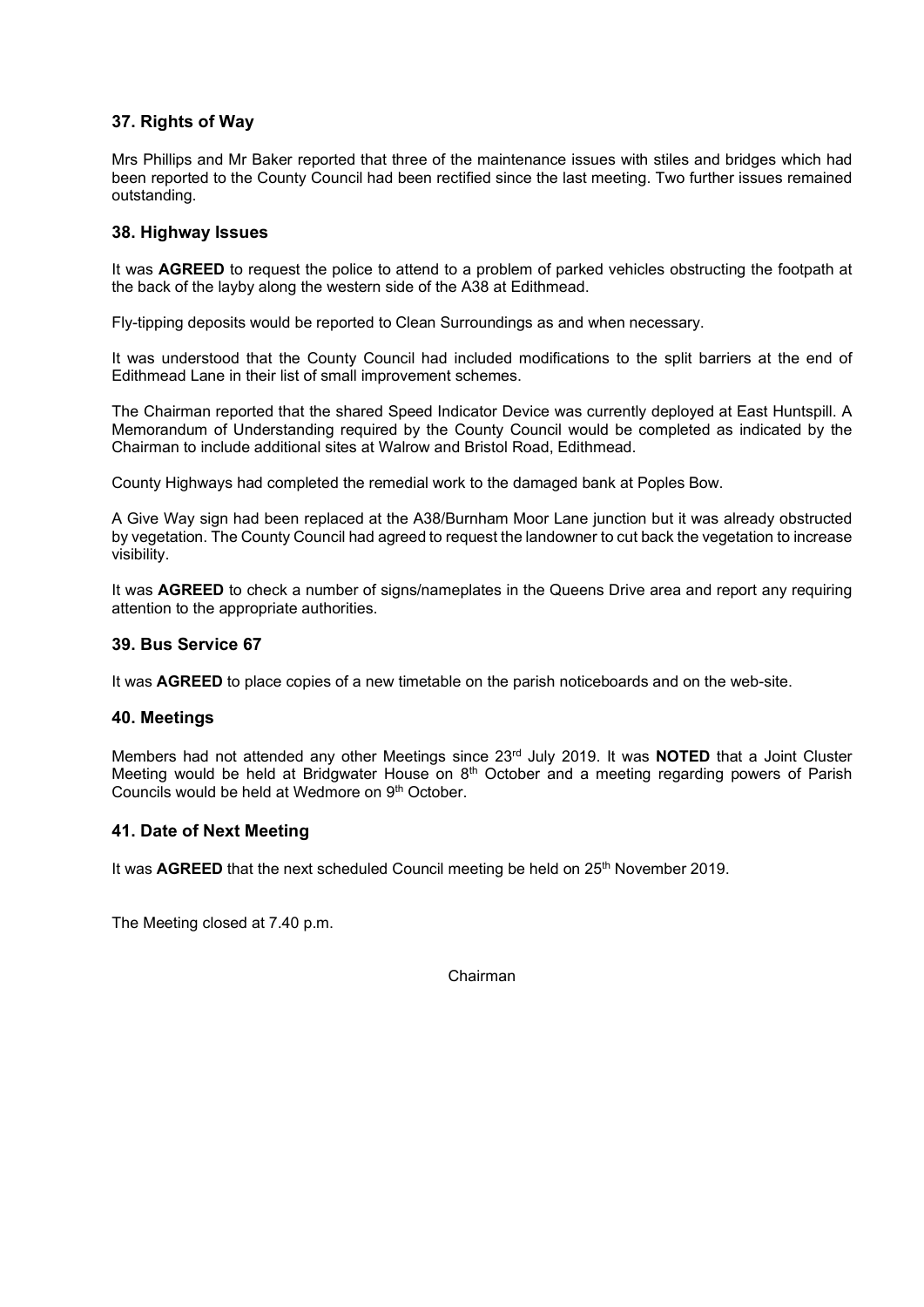## 37. Rights of Way

Mrs Phillips and Mr Baker reported that three of the maintenance issues with stiles and bridges which had been reported to the County Council had been rectified since the last meeting. Two further issues remained outstanding.

## 38. Highway Issues

It was **AGREED** to request the police to attend to a problem of parked vehicles obstructing the footpath at the back of the layby along the western side of the A38 at Edithmead.

Fly-tipping deposits would be reported to Clean Surroundings as and when necessary.

It was understood that the County Council had included modifications to the split barriers at the end of Edithmead Lane in their list of small improvement schemes.

The Chairman reported that the shared Speed Indicator Device was currently deployed at East Huntspill. A Memorandum of Understanding required by the County Council would be completed as indicated by the Chairman to include additional sites at Walrow and Bristol Road, Edithmead.

County Highways had completed the remedial work to the damaged bank at Poples Bow.

A Give Way sign had been replaced at the A38/Burnham Moor Lane junction but it was already obstructed by vegetation. The County Council had agreed to request the landowner to cut back the vegetation to increase visibility.

It was **AGREED** to check a number of signs/nameplates in the Queens Drive area and report any requiring attention to the appropriate authorities.

## 39. Bus Service 67

It was **AGREED** to place copies of a new timetable on the parish noticeboards and on the web-site.

## 40. Meetings

Members had not attended any other Meetings since 23rd July 2019. It was **NOTED** that a Joint Cluster Meeting would be held at Bridgwater House on 8th October and a meeting regarding powers of Parish Councils would be held at Wedmore on 9th October.

## 41. Date of Next Meeting

It was **AGREED** that the next scheduled Council meeting be held on 25th November 2019.

The Meeting closed at 7.40 p.m.

Chairman